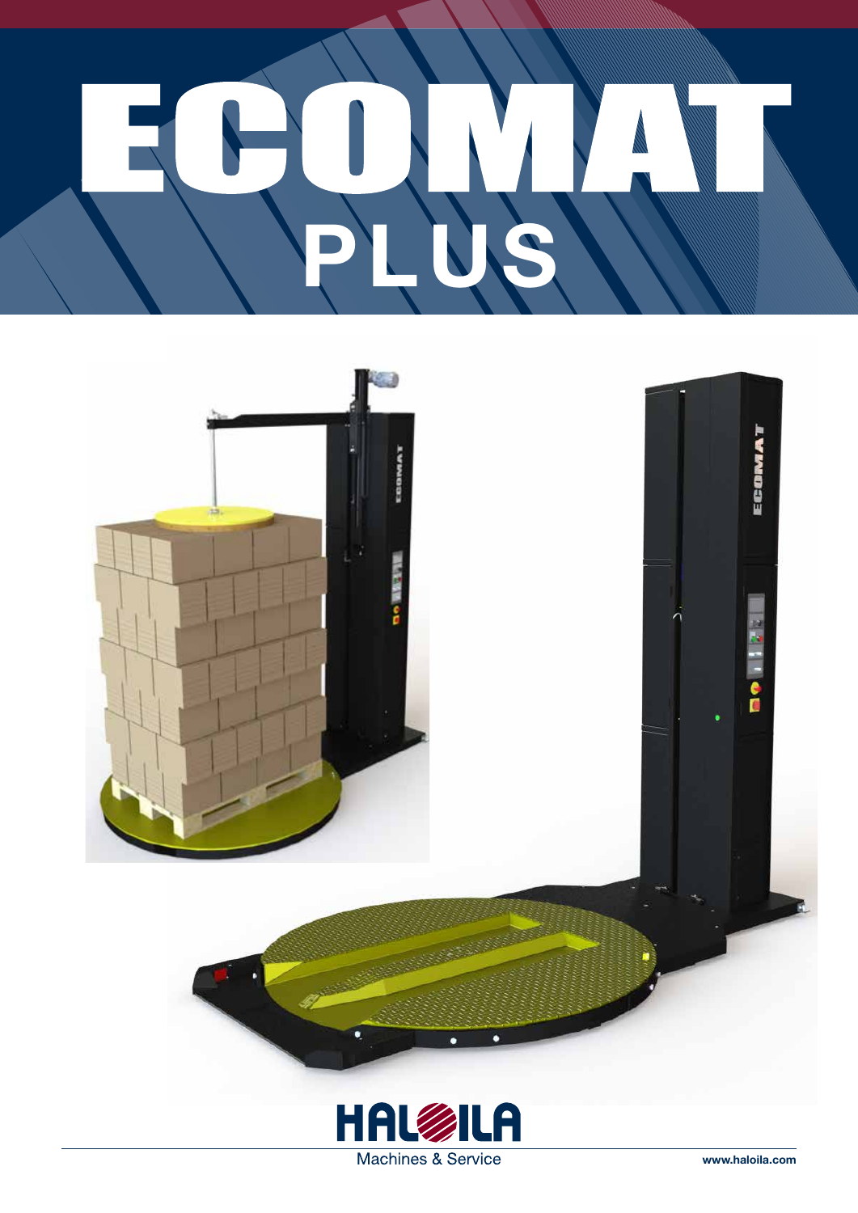# ECOMAT
## PLUS

HALOILA
Machines & Service

www.haloila.com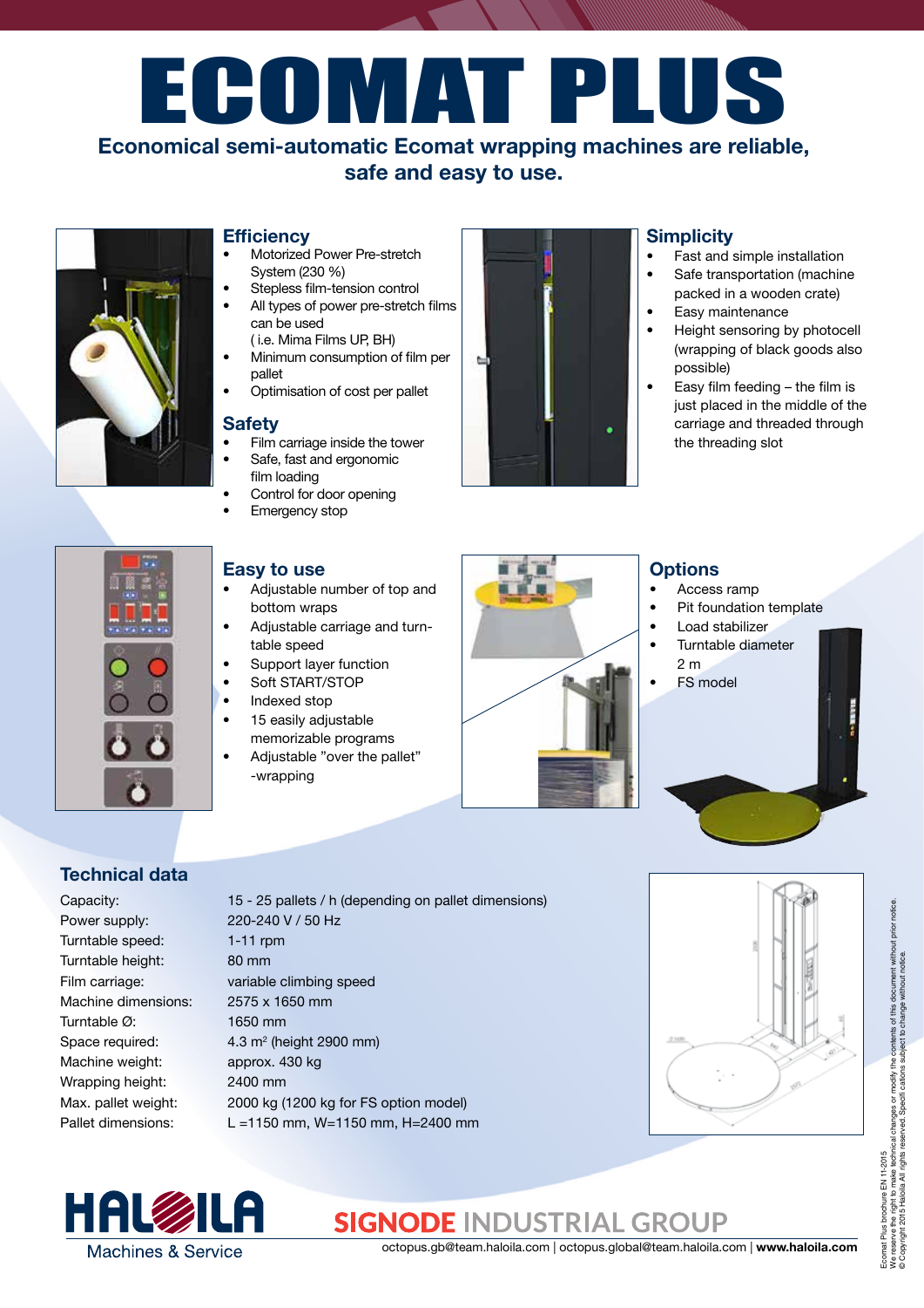# ECOMAT PLUS

**Economical semi-automatic Ecomat wrapping machines are reliable, safe and easy to use.**

## Efficiency

- Motorized Power Pre-stretch System (230 %)
- Stepless film-tension control
- All types of power pre-stretch films can be used ( i.e. Mima Films UP, BH)
- Minimum consumption of film per pallet
- Optimisation of cost per pallet

## Safety

- Film carriage inside the tower
- Safe, fast and ergonomic film loading
- Control for door opening
- Emergency stop

## Simplicity

- Fast and simple installation
- Safe transportation (machine packed in a wooden crate)
- Easy maintenance
- Height sensoring by photocell (wrapping of black goods also possible)
- Easy film feeding – the film is just placed in the middle of the carriage and threaded through the threading slot

## Easy to use

- Adjustable number of top and bottom wraps
- Adjustable carriage and turn-table speed
- Support layer function
- Soft START/STOP
- Indexed stop
- 15 easily adjustable memorizable programs
- Adjustable "over the pallet" -wrapping

## Options

- Access ramp
- Pit foundation template
- Load stabilizer
- Turntable diameter 2 m
- FS model

## Technical data

| | |
|---|---|
| Capacity: | 15 - 25 pallets / h (depending on pallet dimensions) |
| Power supply: | 220-240 V / 50 Hz |
| Turntable speed: | 1-11 rpm |
| Turntable height: | 80 mm |
| Film carriage: | variable climbing speed |
| Machine dimensions: | 2575 x 1650 mm |
| Turntable Ø: | 1650 mm |
| Space required: | 4.3 m² (height 2900 mm) |
| Machine weight: | approx. 430 kg |
| Wrapping height: | 2400 mm |
| Max. pallet weight: | 2000 kg (1200 kg for FS option model) |
| Pallet dimensions: | L =1150 mm, W=1150 mm, H=2400 mm |

HALOILA Machines & Service

SIGNODE INDUSTRIAL GROUP

octopus.gb@team.haloila.com | octopus.global@team.haloila.com | **www.haloila.com**

Ecomat Plus brochure EN 11-2015
We reserve the right to make technical changes or modify the contents of this document without prior notice. Specifi cations subject to change without notice.
© Copyright 2015 Haloila All rights reserved.